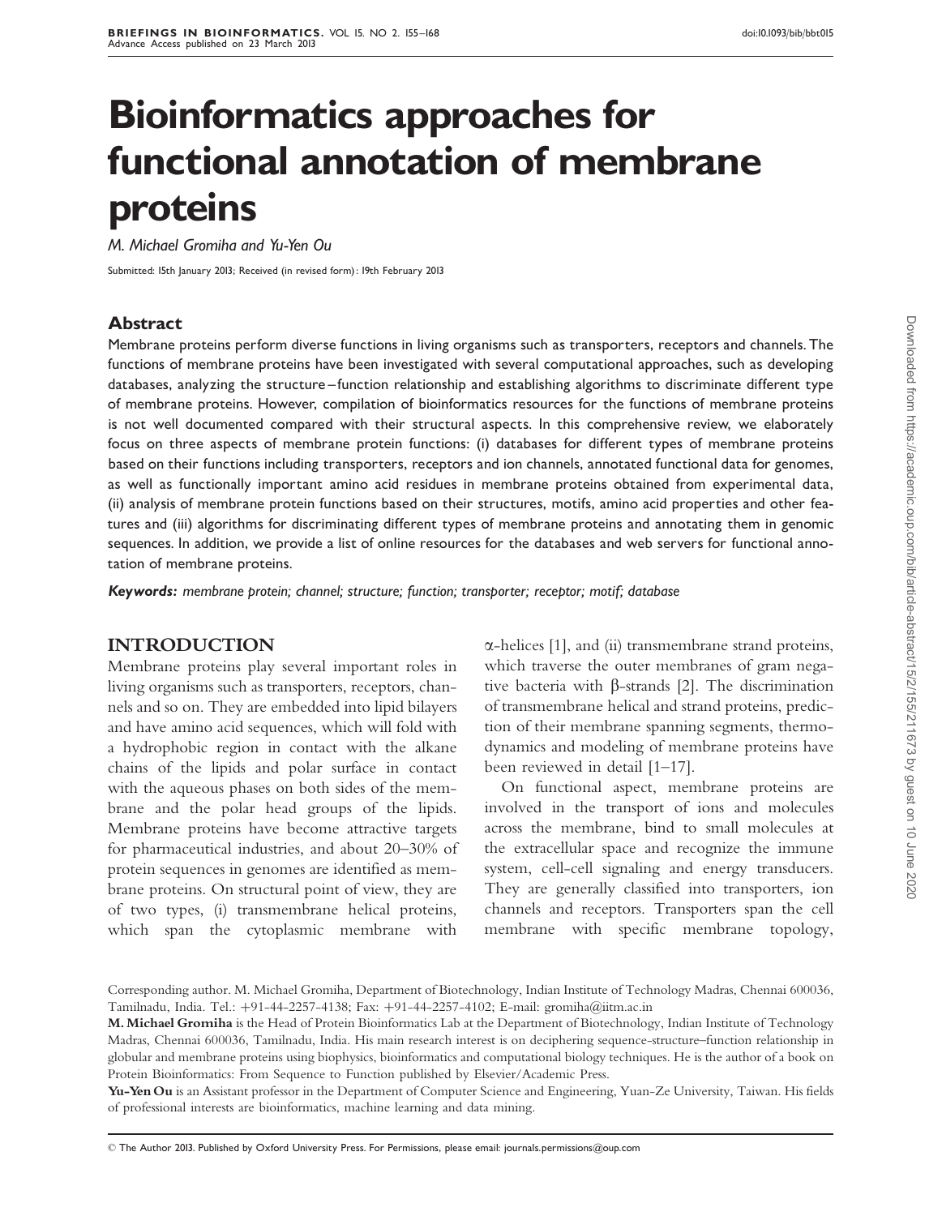# Bioinformatics approaches for functional annotation of membrane proteins

*M. Michael Gromiha and Yu-Yen Ou*

Submitted: 15th January 2013; Received (in revised form): 19th February 2013

## Abstract

Membrane proteins perform diverse functions in living organisms such as transporters, receptors and channels. The functions of membrane proteins have been investigated with several computational approaches, such as developing databases, analyzing the structure–function relationship and establishing algorithms to discriminate different type of membrane proteins. However, compilation of bioinformatics resources for the functions of membrane proteins is not well documented compared with their structural aspects. In this comprehensive review, we elaborately focus on three aspects of membrane protein functions: (i) databases for different types of membrane proteins based on their functions including transporters, receptors and ion channels, annotated functional data for genomes, as well as functionally important amino acid residues in membrane proteins obtained from experimental data, (ii) analysis of membrane protein functions based on their structures, motifs, amino acid properties and other features and (iii) algorithms for discriminating different types of membrane proteins and annotating them in genomic sequences. In addition, we provide a list of online resources for the databases and web servers for functional annotation of membrane proteins.

***Keywords:*** *membrane protein; channel; structure; function; transporter; receptor; motif; database*

## INTRODUCTION

Membrane proteins play several important roles in living organisms such as transporters, receptors, channels and so on. They are embedded into lipid bilayers and have amino acid sequences, which will fold with a hydrophobic region in contact with the alkane chains of the lipids and polar surface in contact with the aqueous phases on both sides of the membrane and the polar head groups of the lipids. Membrane proteins have become attractive targets for pharmaceutical industries, and about 20–30% of protein sequences in genomes are identified as membrane proteins. On structural point of view, they are of two types, (i) transmembrane helical proteins, which span the cytoplasmic membrane with $\alpha$-helices [1], and (ii) transmembrane strand proteins, which traverse the outer membranes of gram negative bacteria with $\beta$-strands [2]. The discrimination of transmembrane helical and strand proteins, prediction of their membrane spanning segments, thermodynamics and modeling of membrane proteins have been reviewed in detail [1–17].

On functional aspect, membrane proteins are involved in the transport of ions and molecules across the membrane, bind to small molecules at the extracellular space and recognize the immune system, cell-cell signaling and energy transducers. They are generally classified into transporters, ion channels and receptors. Transporters span the cell membrane with specific membrane topology,

Corresponding author. M. Michael Gromiha, Department of Biotechnology, Indian Institute of Technology Madras, Chennai 600036, Tamilnadu, India. Tel.: +91-44-2257-4138; Fax: +91-44-2257-4102; E-mail: gromiha@iitm.ac.in

**M. Michael Gromiha** is the Head of Protein Bioinformatics Lab at the Department of Biotechnology, Indian Institute of Technology Madras, Chennai 600036, Tamilnadu, India. His main research interest is on deciphering sequence-structure–function relationship in globular and membrane proteins using biophysics, bioinformatics and computational biology techniques. He is the author of a book on Protein Bioinformatics: From Sequence to Function published by Elsevier/Academic Press.

**Yu-Yen Ou** is an Assistant professor in the Department of Computer Science and Engineering, Yuan-Ze University, Taiwan. His fields of professional interests are bioinformatics, machine learning and data mining.

© The Author 2013. Published by Oxford University Press. For Permissions, please email: journals.permissions@oup.com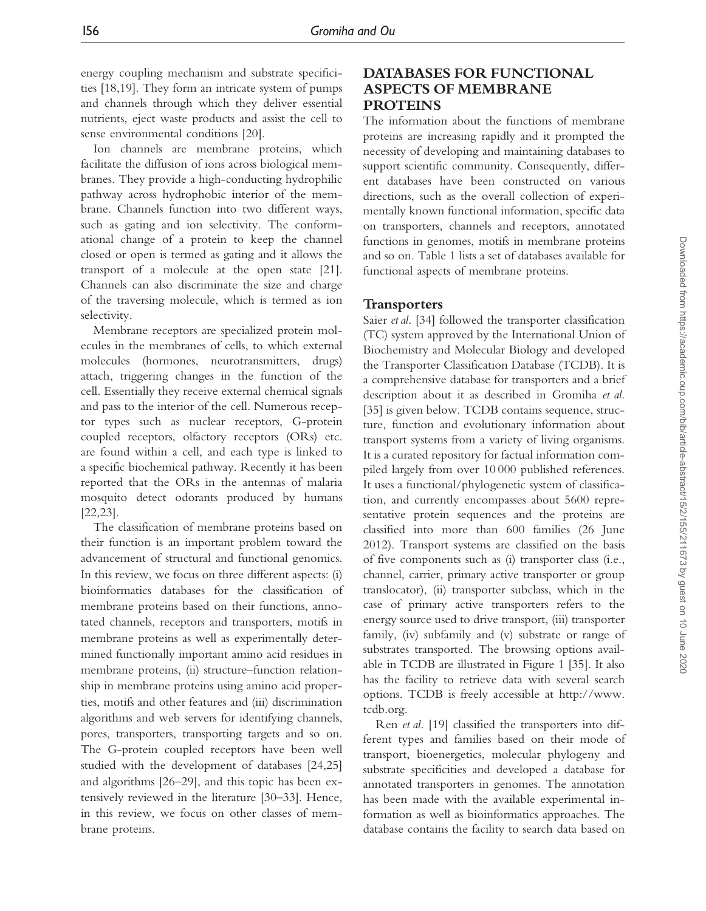energy coupling mechanism and substrate specificities [18,19]. They form an intricate system of pumps and channels through which they deliver essential nutrients, eject waste products and assist the cell to sense environmental conditions [20].

Ion channels are membrane proteins, which facilitate the diffusion of ions across biological membranes. They provide a high-conducting hydrophilic pathway across hydrophobic interior of the membrane. Channels function into two different ways, such as gating and ion selectivity. The conformational change of a protein to keep the channel closed or open is termed as gating and it allows the transport of a molecule at the open state [21]. Channels can also discriminate the size and charge of the traversing molecule, which is termed as ion selectivity.

Membrane receptors are specialized protein molecules in the membranes of cells, to which external molecules (hormones, neurotransmitters, drugs) attach, triggering changes in the function of the cell. Essentially they receive external chemical signals and pass to the interior of the cell. Numerous receptor types such as nuclear receptors, G-protein coupled receptors, olfactory receptors (ORs) etc. are found within a cell, and each type is linked to a specific biochemical pathway. Recently it has been reported that the ORs in the antennas of malaria mosquito detect odorants produced by humans [22,23].

The classification of membrane proteins based on their function is an important problem toward the advancement of structural and functional genomics. In this review, we focus on three different aspects: (i) bioinformatics databases for the classification of membrane proteins based on their functions, annotated channels, receptors and transporters, motifs in membrane proteins as well as experimentally determined functionally important amino acid residues in membrane proteins, (ii) structure–function relationship in membrane proteins using amino acid properties, motifs and other features and (iii) discrimination algorithms and web servers for identifying channels, pores, transporters, transporting targets and so on. The G-protein coupled receptors have been well studied with the development of databases [24,25] and algorithms [26–29], and this topic has been extensively reviewed in the literature [30–33]. Hence, in this review, we focus on other classes of membrane proteins.

## DATABASES FOR FUNCTIONAL ASPECTS OF MEMBRANE PROTEINS

The information about the functions of membrane proteins are increasing rapidly and it prompted the necessity of developing and maintaining databases to support scientific community. Consequently, different databases have been constructed on various directions, such as the overall collection of experimentally known functional information, specific data on transporters, channels and receptors, annotated functions in genomes, motifs in membrane proteins and so on. Table 1 lists a set of databases available for functional aspects of membrane proteins.

### Transporters

Saier *et al.* [34] followed the transporter classification (TC) system approved by the International Union of Biochemistry and Molecular Biology and developed the Transporter Classification Database (TCDB). It is a comprehensive database for transporters and a brief description about it as described in Gromiha *et al.* [35] is given below. TCDB contains sequence, structure, function and evolutionary information about transport systems from a variety of living organisms. It is a curated repository for factual information compiled largely from over 10 000 published references. It uses a functional/phylogenetic system of classification, and currently encompasses about 5600 representative protein sequences and the proteins are classified into more than 600 families (26 June 2012). Transport systems are classified on the basis of five components such as (i) transporter class (i.e., channel, carrier, primary active transporter or group translocator), (ii) transporter subclass, which in the case of primary active transporters refers to the energy source used to drive transport, (iii) transporter family, (iv) subfamily and (v) substrate or range of substrates transported. The browsing options available in TCDB are illustrated in Figure 1 [35]. It also has the facility to retrieve data with several search options. TCDB is freely accessible at http://www.tcdb.org.

Ren *et al.* [19] classified the transporters into different types and families based on their mode of transport, bioenergetics, molecular phylogeny and substrate specificities and developed a database for annotated transporters in genomes. The annotation has been made with the available experimental information as well as bioinformatics approaches. The database contains the facility to search data based on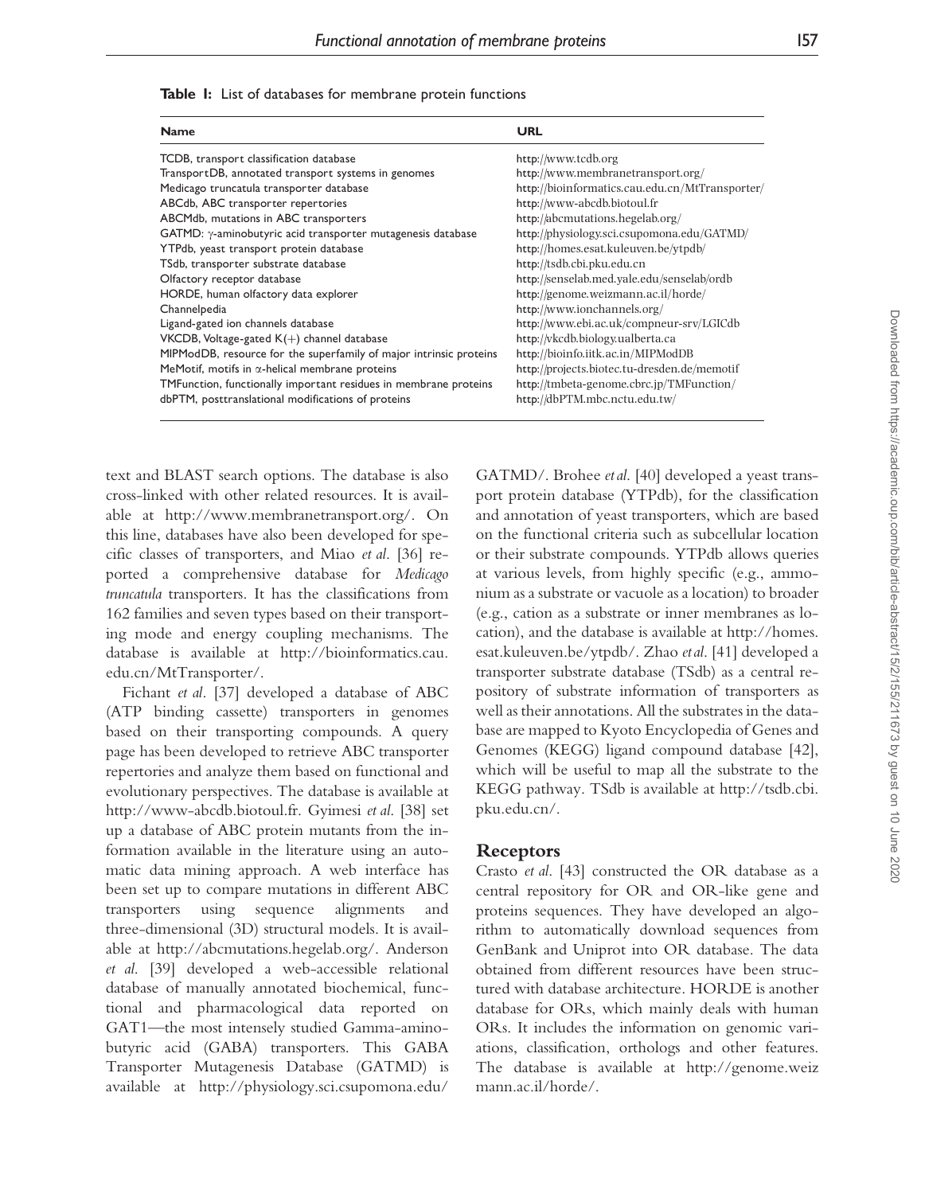**Table 1:** List of databases for membrane protein functions

| Name | URL |
| --- | --- |
| TCDB, transport classification database | http://www.tcdb.org |
| TransportDB, annotated transport systems in genomes | http://www.membranetransport.org/ |
| Medicago truncatula transporter database | http://bioinformatics.cau.edu.cn/MtTransporter/ |
| ABCdb, ABC transporter repertories | http://www-abcdb.biotoul.fr |
| ABCMdb, mutations in ABC transporters | http://abcmutations.hegelab.org/ |
| GATMD: γ-aminobutyric acid transporter mutagenesis database | http://physiology.sci.csupomona.edu/GATMD/ |
| YTPdb, yeast transport protein database | http://homes.esat.kuleuven.be/ytpdb/ |
| TSdb, transporter substrate database | http://tsdb.cbi.pku.edu.cn |
| Olfactory receptor database | http://senselab.med.yale.edu/senselab/ordb |
| HORDE, human olfactory data explorer | http://genome.weizmann.ac.il/horde/ |
| Channelpedia | http://www.ionchannels.org/ |
| Ligand-gated ion channels database | http://www.ebi.ac.uk/compneur-srv/LGICdb |
| VKCDB, Voltage-gated K(+) channel database | http://vkcdb.biology.ualberta.ca |
| MIPModDB, resource for the superfamily of major intrinsic proteins | http://bioinfo.iitk.ac.in/MIPModDB |
| MeMotif, motifs in α-helical membrane proteins | http://projects.biotec.tu-dresden.de/memotif |
| TMFunction, functionally important residues in membrane proteins | http://tmbeta-genome.cbrc.jp/TMFunction/ |
| dbPTM, posttranslational modifications of proteins | http://dbPTM.mbc.nctu.edu.tw/ |

text and BLAST search options. The database is also cross-linked with other related resources. It is available at http://www.membranetransport.org/. On this line, databases have also been developed for specific classes of transporters, and Miao *et al.* [36] reported a comprehensive database for *Medicago truncatula* transporters. It has the classifications from 162 families and seven types based on their transporting mode and energy coupling mechanisms. The database is available at http://bioinformatics.cau.edu.cn/MtTransporter/.

Fichant *et al.* [37] developed a database of ABC (ATP binding cassette) transporters in genomes based on their transporting compounds. A query page has been developed to retrieve ABC transporter repertories and analyze them based on functional and evolutionary perspectives. The database is available at http://www-abcdb.biotoul.fr. Gyimesi *et al.* [38] set up a database of ABC protein mutants from the information available in the literature using an automatic data mining approach. A web interface has been set up to compare mutations in different ABC transporters using sequence alignments and three-dimensional (3D) structural models. It is available at http://abcmutations.hegelab.org/. Anderson *et al.* [39] developed a web-accessible relational database of manually annotated biochemical, functional and pharmacological data reported on GAT1—the most intensely studied Gamma-aminobutyric acid (GABA) transporters. This GABA Transporter Mutagenesis Database (GATMD) is available at http://physiology.sci.csupomona.edu/GATMD/. Brohee *et al.* [40] developed a yeast transport protein database (YTPdb), for the classification and annotation of yeast transporters, which are based on the functional criteria such as subcellular location or their substrate compounds. YTPdb allows queries at various levels, from highly specific (e.g., ammonium as a substrate or vacuole as a location) to broader (e.g., cation as a substrate or inner membranes as location), and the database is available at http://homes.esat.kuleuven.be/ytpdb/. Zhao *et al.* [41] developed a transporter substrate database (TSdb) as a central repository of substrate information of transporters as well as their annotations. All the substrates in the database are mapped to Kyoto Encyclopedia of Genes and Genomes (KEGG) ligand compound database [42], which will be useful to map all the substrate to the KEGG pathway. TSdb is available at http://tsdb.cbi.pku.edu.cn/.

## Receptors

Crasto *et al.* [43] constructed the OR database as a central repository for OR and OR-like gene and proteins sequences. They have developed an algorithm to automatically download sequences from GenBank and Uniprot into OR database. The data obtained from different resources have been structured with database architecture. HORDE is another database for ORs, which mainly deals with human ORs. It includes the information on genomic variations, classification, orthologs and other features. The database is available at http://genome.weizmann.ac.il/horde/.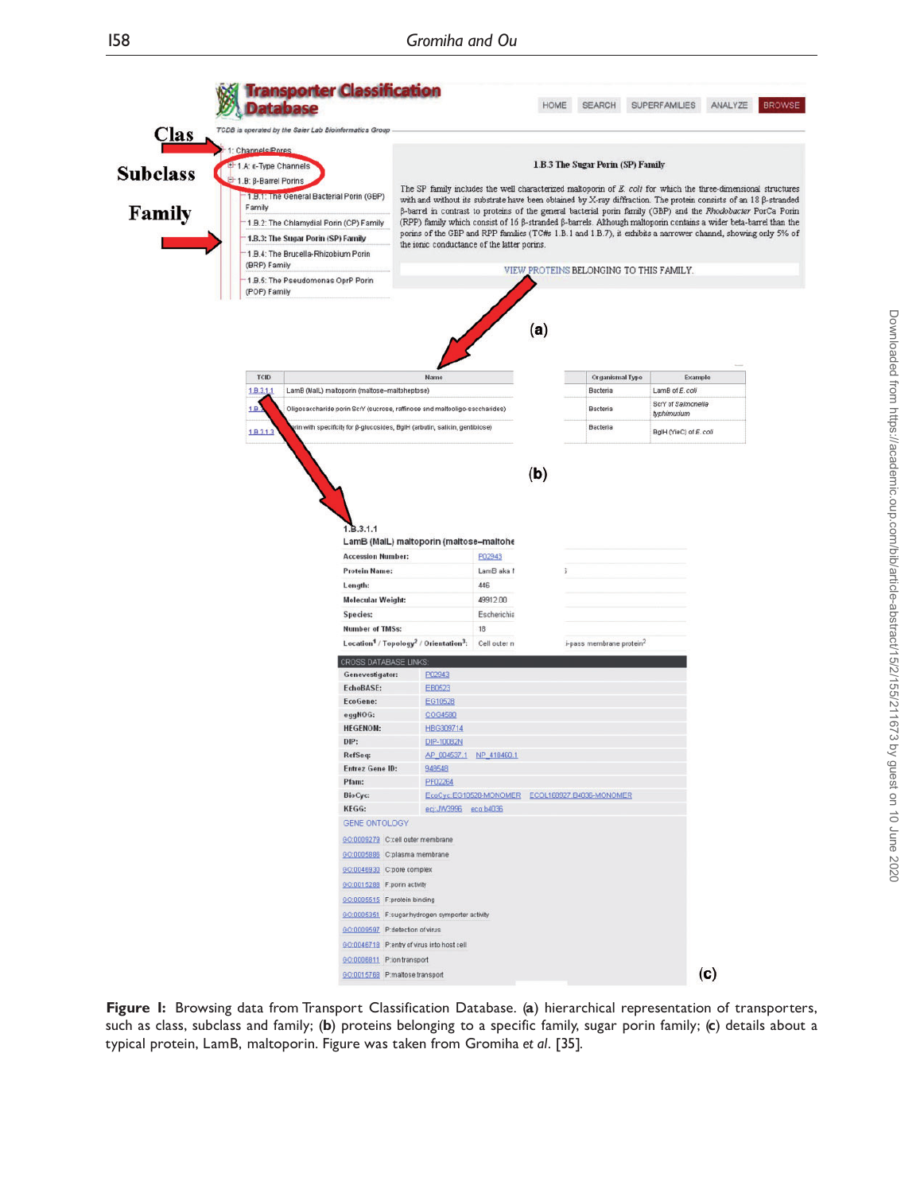**Figure 1:** Browsing data from Transport Classification Database. (**a**) hierarchical representation of transporters, such as class, subclass and family; (**b**) proteins belonging to a specific family, sugar porin family; (**c**) details about a typical protein, LamB, maltoporin. Figure was taken from Gromiha *et al*. [35].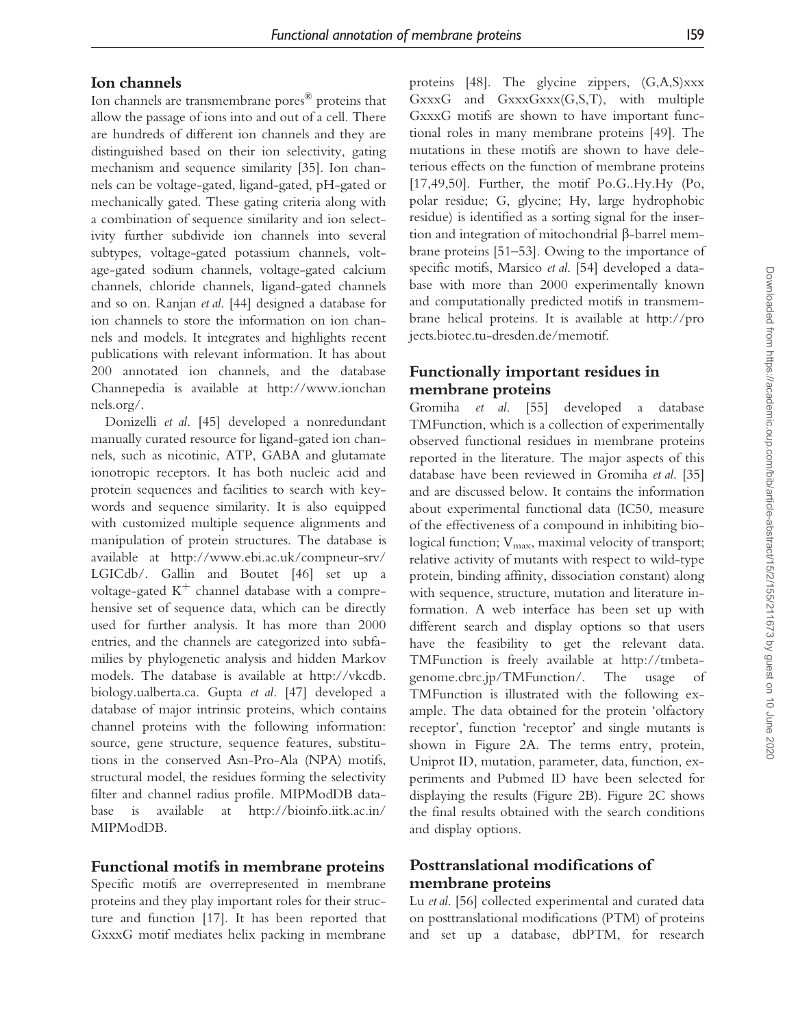## Ion channels

Ion channels are transmembrane pores® proteins that allow the passage of ions into and out of a cell. There are hundreds of different ion channels and they are distinguished based on their ion selectivity, gating mechanism and sequence similarity [35]. Ion channels can be voltage-gated, ligand-gated, pH-gated or mechanically gated. These gating criteria along with a combination of sequence similarity and ion selectivity further subdivide ion channels into several subtypes, voltage-gated potassium channels, voltage-gated sodium channels, voltage-gated calcium channels, chloride channels, ligand-gated channels and so on. Ranjan *et al*. [44] designed a database for ion channels to store the information on ion channels and models. It integrates and highlights recent publications with relevant information. It has about 200 annotated ion channels, and the database Channepedia is available at http://www.ionchannels.org/.

Donizelli *et al*. [45] developed a nonredundant manually curated resource for ligand-gated ion channels, such as nicotinic, ATP, GABA and glutamate ionotropic receptors. It has both nucleic acid and protein sequences and facilities to search with keywords and sequence similarity. It is also equipped with customized multiple sequence alignments and manipulation of protein structures. The database is available at http://www.ebi.ac.uk/compneur-srv/LGICdb/. Gallin and Boutet [46] set up a voltage-gated $K^+$ channel database with a comprehensive set of sequence data, which can be directly used for further analysis. It has more than 2000 entries, and the channels are categorized into subfamilies by phylogenetic analysis and hidden Markov models. The database is available at http://vkcdb.biology.ualberta.ca. Gupta *et al*. [47] developed a database of major intrinsic proteins, which contains channel proteins with the following information: source, gene structure, sequence features, substitutions in the conserved Asn-Pro-Ala (NPA) motifs, structural model, the residues forming the selectivity filter and channel radius profile. MIPModDB database is available at http://bioinfo.iitk.ac.in/MIPModDB.

## Functional motifs in membrane proteins

Specific motifs are overrepresented in membrane proteins and they play important roles for their structure and function [17]. It has been reported that GxxxG motif mediates helix packing in membrane proteins [48]. The glycine zippers, (G,A,S)xxx GxxxG and GxxxGxxx(G,S,T), with multiple GxxxG motifs are shown to have important functional roles in many membrane proteins [49]. The mutations in these motifs are shown to have deleterious effects on the function of membrane proteins [17,49,50]. Further, the motif Po.G..Hy.Hy (Po, polar residue; G, glycine; Hy, large hydrophobic residue) is identified as a sorting signal for the insertion and integration of mitochondrial β-barrel membrane proteins [51–53]. Owing to the importance of specific motifs, Marsico *et al*. [54] developed a database with more than 2000 experimentally known and computationally predicted motifs in transmembrane helical proteins. It is available at http://projects.biotec.tu-dresden.de/memotif.

## Functionally important residues in membrane proteins

Gromiha *et al*. [55] developed a database TMFunction, which is a collection of experimentally observed functional residues in membrane proteins reported in the literature. The major aspects of this database have been reviewed in Gromiha *et al*. [35] and are discussed below. It contains the information about experimental functional data (IC50, measure of the effectiveness of a compound in inhibiting biological function; $V_{max}$, maximal velocity of transport; relative activity of mutants with respect to wild-type protein, binding affinity, dissociation constant) along with sequence, structure, mutation and literature information. A web interface has been set up with different search and display options so that users have the feasibility to get the relevant data. TMFunction is freely available at http://tmbeta-genome.cbrc.jp/TMFunction/. The usage of TMFunction is illustrated with the following example. The data obtained for the protein 'olfactory receptor', function 'receptor' and single mutants is shown in Figure 2A. The terms entry, protein, Uniprot ID, mutation, parameter, data, function, experiments and Pubmed ID have been selected for displaying the results (Figure 2B). Figure 2C shows the final results obtained with the search conditions and display options.

## Posttranslational modifications of membrane proteins

Lu *et al*. [56] collected experimental and curated data on posttranslational modifications (PTM) of proteins and set up a database, dbPTM, for research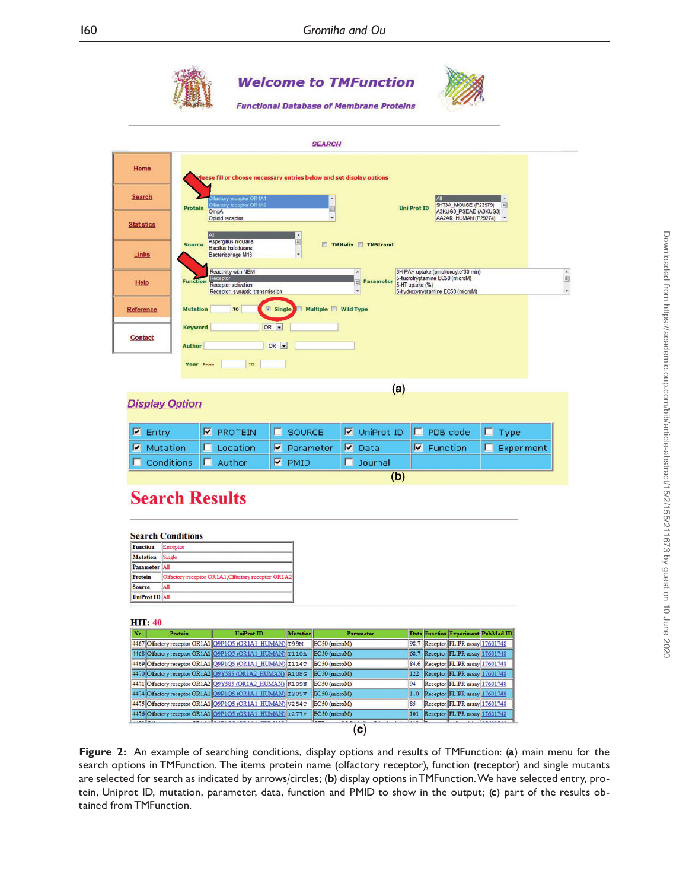Figure 2: An example of searching conditions, display options and results of TMFunction: (**a**) main menu for the search options in TMFunction. The items protein name (olfactory receptor), function (receptor) and single mutants are selected for search as indicated by arrows/circles; (**b**) display options in TMFunction. We have selected entry, protein, Uniprot ID, mutation, parameter, data, function and PMID to show in the output; (**c**) part of the results obtained from TMFunction.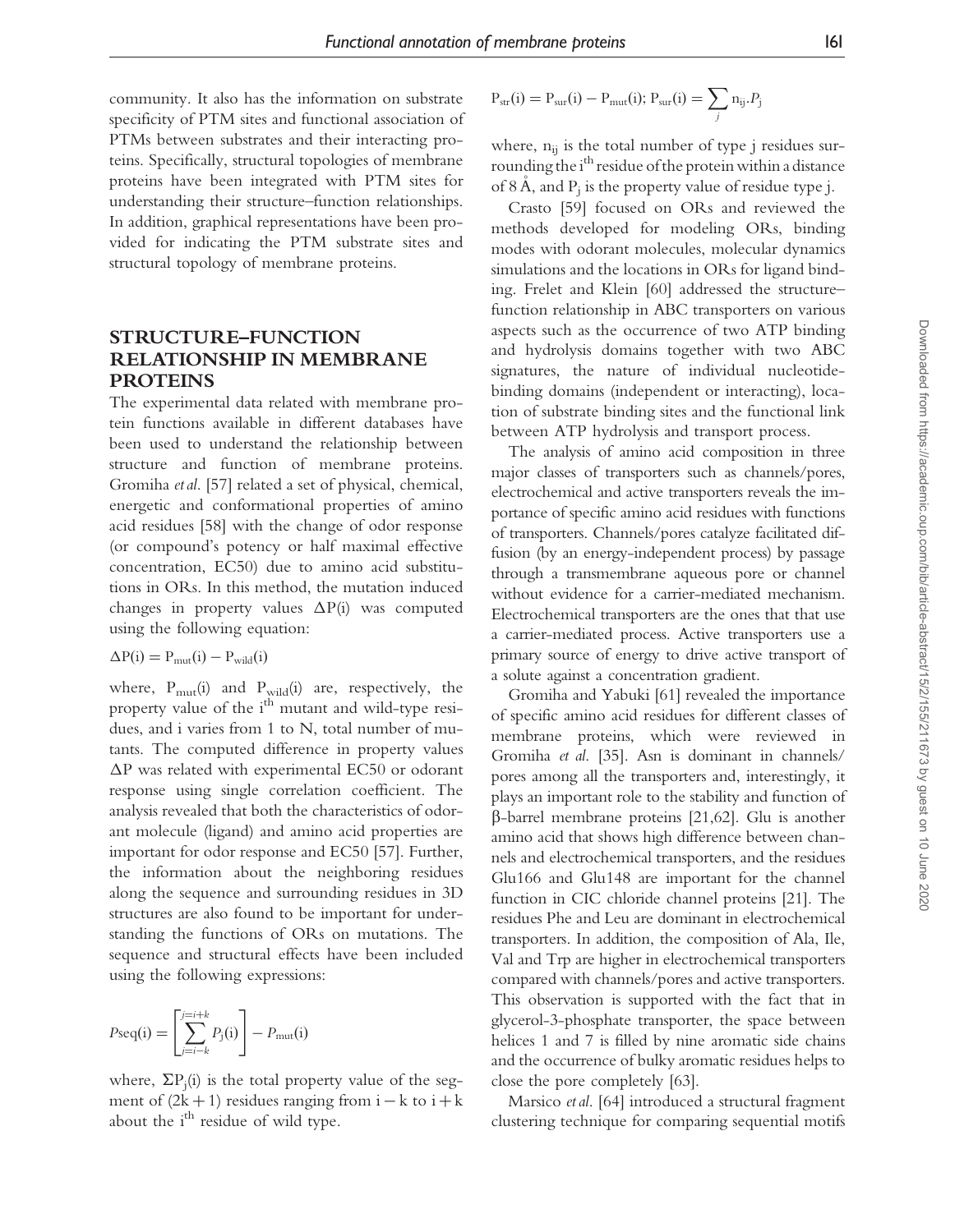community. It also has the information on substrate specificity of PTM sites and functional association of PTMs between substrates and their interacting proteins. Specifically, structural topologies of membrane proteins have been integrated with PTM sites for understanding their structure–function relationships. In addition, graphical representations have been provided for indicating the PTM substrate sites and structural topology of membrane proteins.

## STRUCTURE–FUNCTION RELATIONSHIP IN MEMBRANE PROTEINS

The experimental data related with membrane protein functions available in different databases have been used to understand the relationship between structure and function of membrane proteins. Gromiha *et al*. [57] related a set of physical, chemical, energetic and conformational properties of amino acid residues [58] with the change of odor response (or compound's potency or half maximal effective concentration, EC50) due to amino acid substitutions in ORs. In this method, the mutation induced changes in property values $\Delta P(i)$ was computed using the following equation:

$$\Delta P(i) = P_{mut}(i) - P_{wild}(i)$$

where, $P_{mut}(i)$ and $P_{wild}(i)$ are, respectively, the property value of the i[th] mutant and wild-type residues, and i varies from 1 to N, total number of mutants. The computed difference in property values $\Delta P$ was related with experimental EC50 or odorant response using single correlation coefficient. The analysis revealed that both the characteristics of odorant molecule (ligand) and amino acid properties are important for odor response and EC50 [57]. Further, the information about the neighboring residues along the sequence and surrounding residues in 3D structures are also found to be important for understanding the functions of ORs on mutations. The sequence and structural effects have been included using the following expressions:

$$P\text{seq}(i) = \left[\sum_{j=i-k}^{j=i+k} P_j(i)\right] - P_{mut}(i)$$

where, $\Sigma P_j(i)$ is the total property value of the segment of $(2k + 1)$ residues ranging from $i - k$ to $i + k$ about the i[th] residue of wild type.

$$P_{str}(i) = P_{sur}(i) - P_{mut}(i); \; P_{sur}(i) = \sum_j n_{ij}.P_j$$

where, $n_{ij}$ is the total number of type j residues surrounding the i[th] residue of the protein within a distance of 8 Å, and $P_j$ is the property value of residue type j.

Crasto [59] focused on ORs and reviewed the methods developed for modeling ORs, binding modes with odorant molecules, molecular dynamics simulations and the locations in ORs for ligand binding. Frelet and Klein [60] addressed the structure–function relationship in ABC transporters on various aspects such as the occurrence of two ATP binding and hydrolysis domains together with two ABC signatures, the nature of individual nucleotide-binding domains (independent or interacting), location of substrate binding sites and the functional link between ATP hydrolysis and transport process.

The analysis of amino acid composition in three major classes of transporters such as channels/pores, electrochemical and active transporters reveals the importance of specific amino acid residues with functions of transporters. Channels/pores catalyze facilitated diffusion (by an energy-independent process) by passage through a transmembrane aqueous pore or channel without evidence for a carrier-mediated mechanism. Electrochemical transporters are the ones that that use a carrier-mediated process. Active transporters use a primary source of energy to drive active transport of a solute against a concentration gradient.

Gromiha and Yabuki [61] revealed the importance of specific amino acid residues for different classes of membrane proteins, which were reviewed in Gromiha *et al*. [35]. Asn is dominant in channels/pores among all the transporters and, interestingly, it plays an important role to the stability and function of β-barrel membrane proteins [21,62]. Glu is another amino acid that shows high difference between channels and electrochemical transporters, and the residues Glu166 and Glu148 are important for the channel function in CIC chloride channel proteins [21]. The residues Phe and Leu are dominant in electrochemical transporters. In addition, the composition of Ala, Ile, Val and Trp are higher in electrochemical transporters compared with channels/pores and active transporters. This observation is supported with the fact that in glycerol-3-phosphate transporter, the space between helices 1 and 7 is filled by nine aromatic side chains and the occurrence of bulky aromatic residues helps to close the pore completely [63].

Marsico *et al*. [64] introduced a structural fragment clustering technique for comparing sequential motifs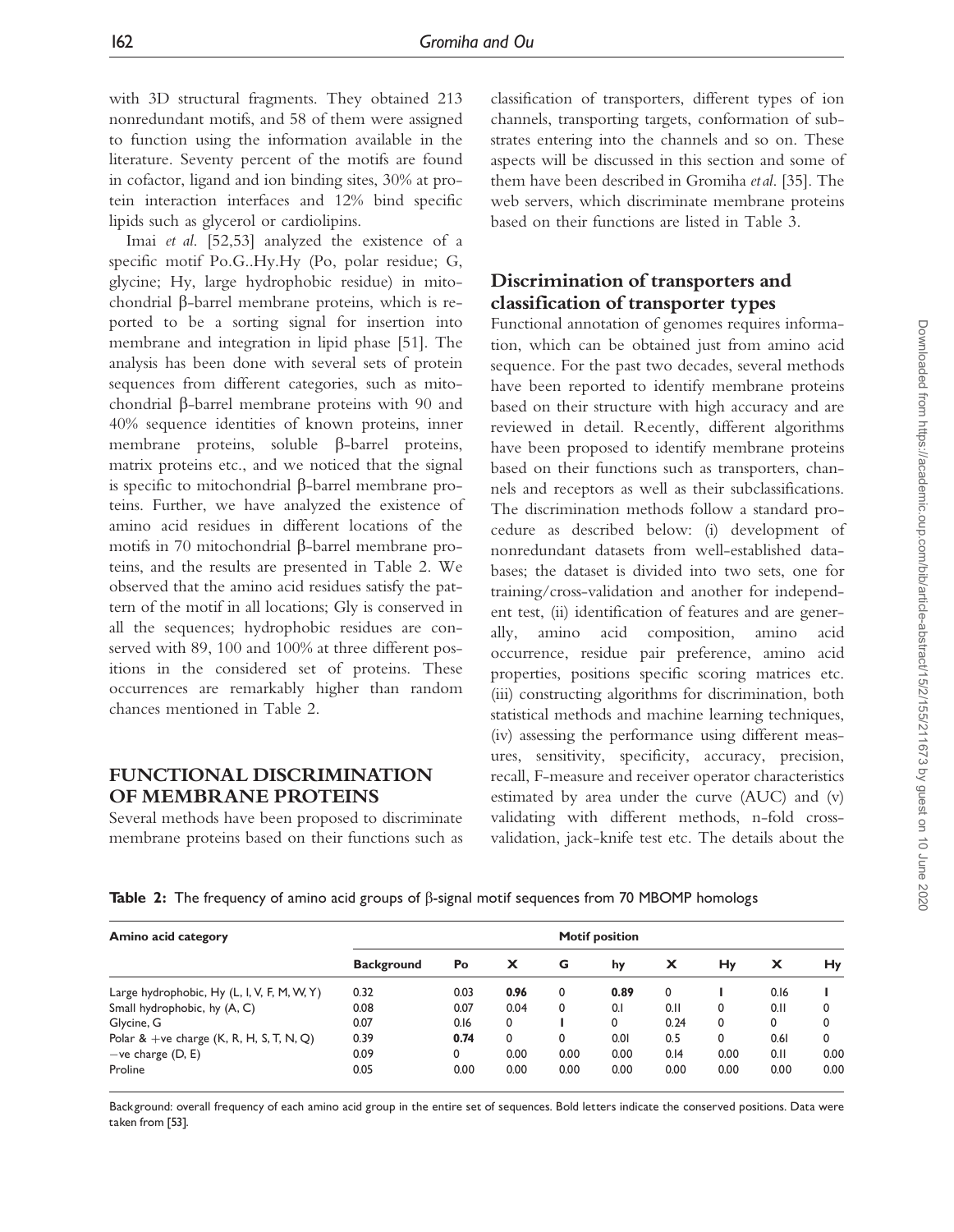with 3D structural fragments. They obtained 213 nonredundant motifs, and 58 of them were assigned to function using the information available in the literature. Seventy percent of the motifs are found in cofactor, ligand and ion binding sites, 30% at protein interaction interfaces and 12% bind specific lipids such as glycerol or cardiolipins.

Imai *et al.* [52,53] analyzed the existence of a specific motif Po.G..Hy.Hy (Po, polar residue; G, glycine; Hy, large hydrophobic residue) in mitochondrial β-barrel membrane proteins, which is reported to be a sorting signal for insertion into membrane and integration in lipid phase [51]. The analysis has been done with several sets of protein sequences from different categories, such as mitochondrial β-barrel membrane proteins with 90 and 40% sequence identities of known proteins, inner membrane proteins, soluble β-barrel proteins, matrix proteins etc., and we noticed that the signal is specific to mitochondrial β-barrel membrane proteins. Further, we have analyzed the existence of amino acid residues in different locations of the motifs in 70 mitochondrial β-barrel membrane proteins, and the results are presented in Table 2. We observed that the amino acid residues satisfy the pattern of the motif in all locations; Gly is conserved in all the sequences; hydrophobic residues are conserved with 89, 100 and 100% at three different positions in the considered set of proteins. These occurrences are remarkably higher than random chances mentioned in Table 2.

## FUNCTIONAL DISCRIMINATION OF MEMBRANE PROTEINS

Several methods have been proposed to discriminate membrane proteins based on their functions such as classification of transporters, different types of ion channels, transporting targets, conformation of substrates entering into the channels and so on. These aspects will be discussed in this section and some of them have been described in Gromiha *et al.* [35]. The web servers, which discriminate membrane proteins based on their functions are listed in Table 3.

### Discrimination of transporters and classification of transporter types

Functional annotation of genomes requires information, which can be obtained just from amino acid sequence. For the past two decades, several methods have been reported to identify membrane proteins based on their structure with high accuracy and are reviewed in detail. Recently, different algorithms have been proposed to identify membrane proteins based on their functions such as transporters, channels and receptors as well as their subclassifications. The discrimination methods follow a standard procedure as described below: (i) development of nonredundant datasets from well-established databases; the dataset is divided into two sets, one for training/cross-validation and another for independent test, (ii) identification of features and are generally, amino acid composition, amino acid occurrence, residue pair preference, amino acid properties, positions specific scoring matrices etc. (iii) constructing algorithms for discrimination, both statistical methods and machine learning techniques, (iv) assessing the performance using different measures, sensitivity, specificity, accuracy, precision, recall, F-measure and receiver operator characteristics estimated by area under the curve (AUC) and (v) validating with different methods, n-fold cross-validation, jack-knife test etc. The details about the

**Table 2:** The frequency of amino acid groups of β-signal motif sequences from 70 MBOMP homologs

| Amino acid category | Motif position | | | | | | | | |
|---|---|---|---|---|---|---|---|---|---|
| | Background | Po | X | G | hy | X | Hy | X | Hy |
| Large hydrophobic, Hy (L, I, V, F, M, W, Y) | 0.32 | 0.03 | **0.96** | 0 | **0.89** | 0 | **1** | 0.16 | **1** |
| Small hydrophobic, hy (A, C) | 0.08 | 0.07 | 0.04 | 0 | 0.1 | 0.11 | 0 | 0.11 | 0 |
| Glycine, G | 0.07 | 0.16 | 0 | **1** | 0 | 0.24 | 0 | 0 | 0 |
| Polar & +ve charge (K, R, H, S, T, N, Q) | 0.39 | **0.74** | 0 | 0 | 0.01 | 0.5 | 0 | 0.61 | 0 |
| −ve charge (D, E) | 0.09 | 0 | 0.00 | 0.00 | 0.00 | 0.14 | 0.00 | 0.11 | 0.00 |
| Proline | 0.05 | 0.00 | 0.00 | 0.00 | 0.00 | 0.00 | 0.00 | 0.00 | 0.00 |

Background: overall frequency of each amino acid group in the entire set of sequences. Bold letters indicate the conserved positions. Data were taken from [53].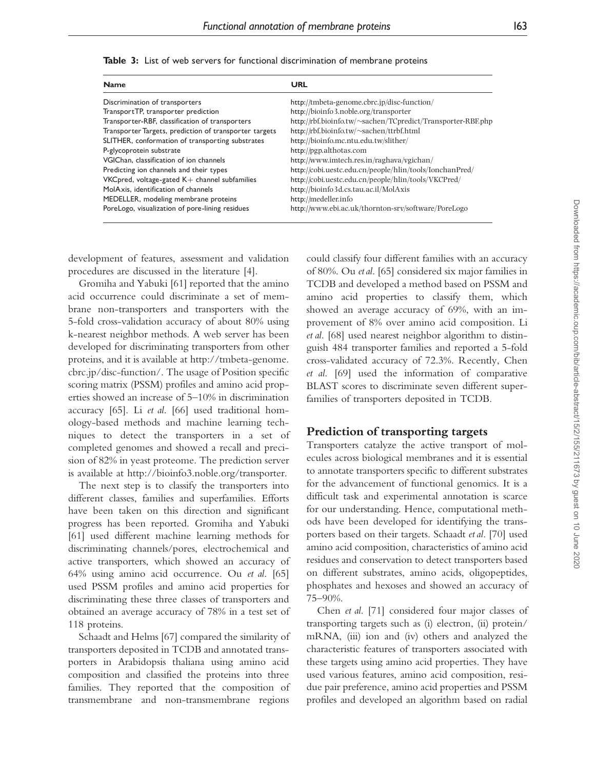**Table 3:** List of web servers for functional discrimination of membrane proteins

| Name | URL |
|---|---|
| Discrimination of transporters | http://tmbeta-genome.cbrc.jp/disc-function/ |
| TransportTP, transporter prediction | http://bioinfo3.noble.org/transporter |
| Transporter-RBF, classification of transporters | http://rbf.bioinfo.tw/~sachen/TCpredict/Transporter-RBF.php |
| Transporter Targets, prediction of transporter targets | http://rbf.bioinfo.tw/~sachen/ttrbf.html |
| SLITHER, conformation of transporting substrates | http://bioinfo.mc.ntu.edu.tw/slither/ |
| P-glycoprotein substrate | http://pgp.althotas.com |
| VGIChan, classification of ion channels | http://www.imtech.res.in/raghava/vgichan/ |
| Predicting ion channels and their types | http://cobi.uestc.edu.cn/people/hlin/tools/IonchanPred/ |
| VKCpred, voltage-gated K+ channel subfamilies | http://cobi.uestc.edu.cn/people/hlin/tools/VKCPred/ |
| MolAxis, identification of channels | http://bioinfo3d.cs.tau.ac.il/MolAxis |
| MEDELLER, modeling membrane proteins | http://medeller.info |
| PoreLogo, visualization of pore-lining residues | http://www.ebi.ac.uk/thornton-srv/software/PoreLogo |

development of features, assessment and validation procedures are discussed in the literature [4].

Gromiha and Yabuki [61] reported that the amino acid occurrence could discriminate a set of membrane non-transporters and transporters with the 5-fold cross-validation accuracy of about 80% using k-nearest neighbor methods. A web server has been developed for discriminating transporters from other proteins, and it is available at http://tmbeta-genome.cbrc.jp/disc-function/. The usage of Position specific scoring matrix (PSSM) profiles and amino acid properties showed an increase of 5–10% in discrimination accuracy [65]. Li *et al.* [66] used traditional homology-based methods and machine learning techniques to detect the transporters in a set of completed genomes and showed a recall and precision of 82% in yeast proteome. The prediction server is available at http://bioinfo3.noble.org/transporter.

The next step is to classify the transporters into different classes, families and superfamilies. Efforts have been taken on this direction and significant progress has been reported. Gromiha and Yabuki [61] used different machine learning methods for discriminating channels/pores, electrochemical and active transporters, which showed an accuracy of 64% using amino acid occurrence. Ou *et al.* [65] used PSSM profiles and amino acid properties for discriminating these three classes of transporters and obtained an average accuracy of 78% in a test set of 118 proteins.

Schaadt and Helms [67] compared the similarity of transporters deposited in TCDB and annotated transporters in Arabidopsis thaliana using amino acid composition and classified the proteins into three families. They reported that the composition of transmembrane and non-transmembrane regions could classify four different families with an accuracy of 80%. Ou *et al.* [65] considered six major families in TCDB and developed a method based on PSSM and amino acid properties to classify them, which showed an average accuracy of 69%, with an improvement of 8% over amino acid composition. Li *et al.* [68] used nearest neighbor algorithm to distinguish 484 transporter families and reported a 5-fold cross-validated accuracy of 72.3%. Recently, Chen *et al.* [69] used the information of comparative BLAST scores to discriminate seven different superfamilies of transporters deposited in TCDB.

## Prediction of transporting targets

Transporters catalyze the active transport of molecules across biological membranes and it is essential to annotate transporters specific to different substrates for the advancement of functional genomics. It is a difficult task and experimental annotation is scarce for our understanding. Hence, computational methods have been developed for identifying the transporters based on their targets. Schaadt *et al.* [70] used amino acid composition, characteristics of amino acid residues and conservation to detect transporters based on different substrates, amino acids, oligopeptides, phosphates and hexoses and showed an accuracy of 75–90%.

Chen *et al.* [71] considered four major classes of transporting targets such as (i) electron, (ii) protein/mRNA, (iii) ion and (iv) others and analyzed the characteristic features of transporters associated with these targets using amino acid properties. They have used various features, amino acid composition, residue pair preference, amino acid properties and PSSM profiles and developed an algorithm based on radial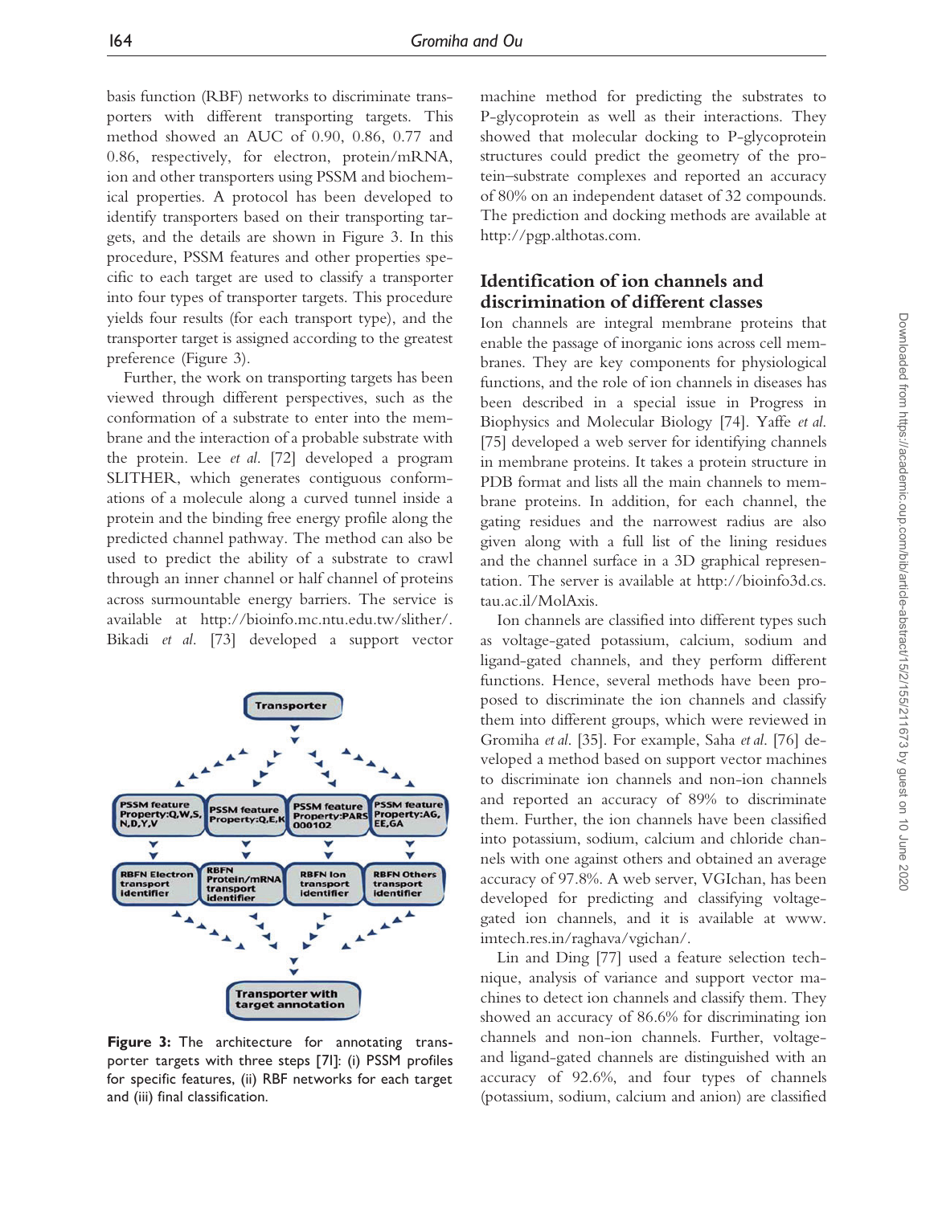basis function (RBF) networks to discriminate transporters with different transporting targets. This method showed an AUC of 0.90, 0.86, 0.77 and 0.86, respectively, for electron, protein/mRNA, ion and other transporters using PSSM and biochemical properties. A protocol has been developed to identify transporters based on their transporting targets, and the details are shown in Figure 3. In this procedure, PSSM features and other properties specific to each target are used to classify a transporter into four types of transporter targets. This procedure yields four results (for each transport type), and the transporter target is assigned according to the greatest preference (Figure 3).

Further, the work on transporting targets has been viewed through different perspectives, such as the conformation of a substrate to enter into the membrane and the interaction of a probable substrate with the protein. Lee *et al*. [72] developed a program SLITHER, which generates contiguous conformations of a molecule along a curved tunnel inside a protein and the binding free energy profile along the predicted channel pathway. The method can also be used to predict the ability of a substrate to crawl through an inner channel or half channel of proteins across surmountable energy barriers. The service is available at http://bioinfo.mc.ntu.edu.tw/slither/. Bikadi *et al*. [73] developed a support vector machine method for predicting the substrates to P-glycoprotein as well as their interactions. They showed that molecular docking to P-glycoprotein structures could predict the geometry of the protein–substrate complexes and reported an accuracy of 80% on an independent dataset of 32 compounds. The prediction and docking methods are available at http://pgp.althotas.com.

**Figure 3:** The architecture for annotating transporter targets with three steps [71]: (i) PSSM profiles for specific features, (ii) RBF networks for each target and (iii) final classification.

## Identification of ion channels and discrimination of different classes

Ion channels are integral membrane proteins that enable the passage of inorganic ions across cell membranes. They are key components for physiological functions, and the role of ion channels in diseases has been described in a special issue in Progress in Biophysics and Molecular Biology [74]. Yaffe *et al.* [75] developed a web server for identifying channels in membrane proteins. It takes a protein structure in PDB format and lists all the main channels to membrane proteins. In addition, for each channel, the gating residues and the narrowest radius are also given along with a full list of the lining residues and the channel surface in a 3D graphical representation. The server is available at http://bioinfo3d.cs.tau.ac.il/MolAxis.

Ion channels are classified into different types such as voltage-gated potassium, calcium, sodium and ligand-gated channels, and they perform different functions. Hence, several methods have been proposed to discriminate the ion channels and classify them into different groups, which were reviewed in Gromiha *et al*. [35]. For example, Saha *et al*. [76] developed a method based on support vector machines to discriminate ion channels and non-ion channels and reported an accuracy of 89% to discriminate them. Further, the ion channels have been classified into potassium, sodium, calcium and chloride channels with one against others and obtained an average accuracy of 97.8%. A web server, VGIchan, has been developed for predicting and classifying voltage-gated ion channels, and it is available at www.imtech.res.in/raghava/vgichan/.

Lin and Ding [77] used a feature selection technique, analysis of variance and support vector machines to detect ion channels and classify them. They showed an accuracy of 86.6% for discriminating ion channels and non-ion channels. Further, voltage- and ligand-gated channels are distinguished with an accuracy of 92.6%, and four types of channels (potassium, sodium, calcium and anion) are classified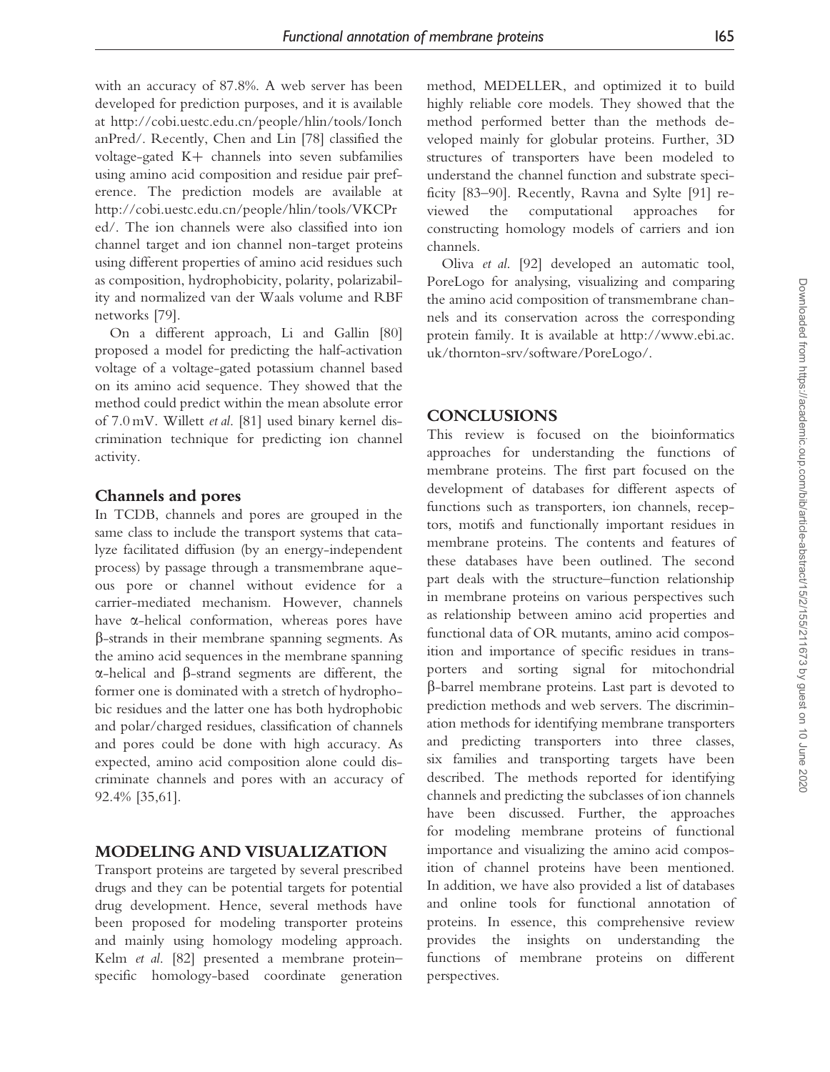with an accuracy of 87.8%. A web server has been developed for prediction purposes, and it is available at http://cobi.uestc.edu.cn/people/hlin/tools/IonchanPred/. Recently, Chen and Lin [78] classified the voltage-gated K+ channels into seven subfamilies using amino acid composition and residue pair preference. The prediction models are available at http://cobi.uestc.edu.cn/people/hlin/tools/VKCPred/. The ion channels were also classified into ion channel target and ion channel non-target proteins using different properties of amino acid residues such as composition, hydrophobicity, polarity, polarizability and normalized van der Waals volume and RBF networks [79].

On a different approach, Li and Gallin [80] proposed a model for predicting the half-activation voltage of a voltage-gated potassium channel based on its amino acid sequence. They showed that the method could predict within the mean absolute error of 7.0 mV. Willett *et al.* [81] used binary kernel discrimination technique for predicting ion channel activity.

### Channels and pores

In TCDB, channels and pores are grouped in the same class to include the transport systems that catalyze facilitated diffusion (by an energy-independent process) by passage through a transmembrane aqueous pore or channel without evidence for a carrier-mediated mechanism. However, channels have $\alpha$-helical conformation, whereas pores have $\beta$-strands in their membrane spanning segments. As the amino acid sequences in the membrane spanning $\alpha$-helical and $\beta$-strand segments are different, the former one is dominated with a stretch of hydrophobic residues and the latter one has both hydrophobic and polar/charged residues, classification of channels and pores could be done with high accuracy. As expected, amino acid composition alone could discriminate channels and pores with an accuracy of 92.4% [35,61].

## MODELING AND VISUALIZATION

Transport proteins are targeted by several prescribed drugs and they can be potential targets for potential drug development. Hence, several methods have been proposed for modeling transporter proteins and mainly using homology modeling approach. Kelm *et al.* [82] presented a membrane protein–specific homology-based coordinate generation method, MEDELLER, and optimized it to build highly reliable core models. They showed that the method performed better than the methods developed mainly for globular proteins. Further, 3D structures of transporters have been modeled to understand the channel function and substrate specificity [83–90]. Recently, Ravna and Sylte [91] reviewed the computational approaches for constructing homology models of carriers and ion channels.

Oliva *et al.* [92] developed an automatic tool, PoreLogo for analysing, visualizing and comparing the amino acid composition of transmembrane channels and its conservation across the corresponding protein family. It is available at http://www.ebi.ac.uk/thornton-srv/software/PoreLogo/.

## CONCLUSIONS

This review is focused on the bioinformatics approaches for understanding the functions of membrane proteins. The first part focused on the development of databases for different aspects of functions such as transporters, ion channels, receptors, motifs and functionally important residues in membrane proteins. The contents and features of these databases have been outlined. The second part deals with the structure–function relationship in membrane proteins on various perspectives such as relationship between amino acid properties and functional data of OR mutants, amino acid composition and importance of specific residues in transporters and sorting signal for mitochondrial $\beta$-barrel membrane proteins. Last part is devoted to prediction methods and web servers. The discrimination methods for identifying membrane transporters and predicting transporters into three classes, six families and transporting targets have been described. The methods reported for identifying channels and predicting the subclasses of ion channels have been discussed. Further, the approaches for modeling membrane proteins of functional importance and visualizing the amino acid composition of channel proteins have been mentioned. In addition, we have also provided a list of databases and online tools for functional annotation of proteins. In essence, this comprehensive review provides the insights on understanding the functions of membrane proteins on different perspectives.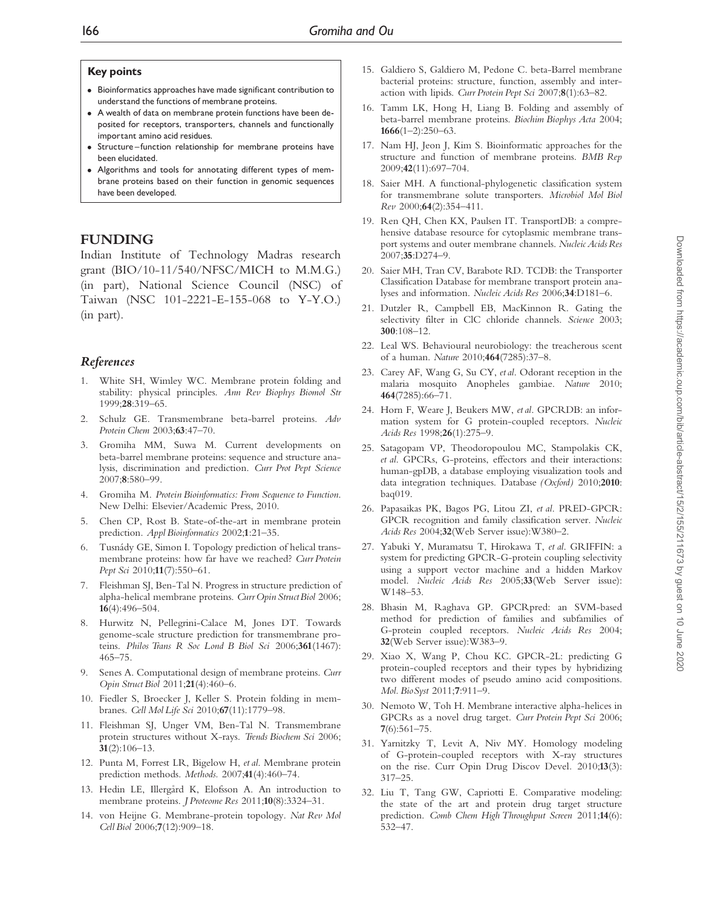### Key points

- Bioinformatics approaches have made significant contribution to understand the functions of membrane proteins.
- A wealth of data on membrane protein functions have been deposited for receptors, transporters, channels and functionally important amino acid residues.
- Structure–function relationship for membrane proteins have been elucidated.
- Algorithms and tools for annotating different types of membrane proteins based on their function in genomic sequences have been developed.

## FUNDING

Indian Institute of Technology Madras research grant (BIO/10-11/540/NFSC/MICH to M.M.G.) (in part), National Science Council (NSC) of Taiwan (NSC 101-2221-E-155-068 to Y-Y.O.) (in part).

## *References*

1. White SH, Wimley WC. Membrane protein folding and stability: physical principles. *Ann Rev Biophys Biomol Str* 1999;**28**:319–65.
2. Schulz GE. Transmembrane beta-barrel proteins. *Adv Protein Chem* 2003;**63**:47–70.
3. Gromiha MM, Suwa M. Current developments on beta-barrel membrane proteins: sequence and structure analysis, discrimination and prediction. *Curr Prot Pept Science* 2007;**8**:580–99.
4. Gromiha M. *Protein Bioinformatics: From Sequence to Function*. New Delhi: Elsevier/Academic Press, 2010.
5. Chen CP, Rost B. State-of-the-art in membrane protein prediction. *Appl Bioinformatics* 2002;**1**:21–35.
6. Tusnády GE, Simon I. Topology prediction of helical transmembrane proteins: how far have we reached? *Curr Protein Pept Sci* 2010;**11**(7):550–61.
7. Fleishman SJ, Ben-Tal N. Progress in structure prediction of alpha-helical membrane proteins. *Curr Opin Struct Biol* 2006; **16**(4):496–504.
8. Hurwitz N, Pellegrini-Calace M, Jones DT. Towards genome-scale structure prediction for transmembrane proteins. *Philos Trans R Soc Lond B Biol Sci* 2006;**361**(1467): 465–75.
9. Senes A. Computational design of membrane proteins. *Curr Opin Struct Biol* 2011;**21**(4):460–6.
10. Fiedler S, Broecker J, Keller S. Protein folding in membranes. *Cell Mol Life Sci* 2010;**67**(11):1779–98.
11. Fleishman SJ, Unger VM, Ben-Tal N. Transmembrane protein structures without X-rays. *Trends Biochem Sci* 2006; **31**(2):106–13.
12. Punta M, Forrest LR, Bigelow H, *et al*. Membrane protein prediction methods. *Methods.* 2007;**41**(4):460–74.
13. Hedin LE, Illergård K, Elofsson A. An introduction to membrane proteins. *J Proteome Res* 2011;**10**(8):3324–31.
14. von Heijne G. Membrane-protein topology. *Nat Rev Mol Cell Biol* 2006;**7**(12):909–18.
15. Galdiero S, Galdiero M, Pedone C. beta-Barrel membrane bacterial proteins: structure, function, assembly and interaction with lipids. *Curr Protein Pept Sci* 2007;**8**(1):63–82.
16. Tamm LK, Hong H, Liang B. Folding and assembly of beta-barrel membrane proteins. *Biochim Biophys Acta* 2004; **1666**(1–2):250–63.
17. Nam HJ, Jeon J, Kim S. Bioinformatic approaches for the structure and function of membrane proteins. *BMB Rep* 2009;**42**(11):697–704.
18. Saier MH. A functional-phylogenetic classification system for transmembrane solute transporters. *Microbiol Mol Biol Rev* 2000;**64**(2):354–411.
19. Ren QH, Chen KX, Paulsen IT. TransportDB: a comprehensive database resource for cytoplasmic membrane transport systems and outer membrane channels. *Nucleic Acids Res* 2007;**35**:D274–9.
20. Saier MH, Tran CV, Barabote RD. TCDB: the Transporter Classification Database for membrane transport protein analyses and information. *Nucleic Acids Res* 2006;**34**:D181–6.
21. Dutzler R, Campbell EB, MacKinnon R. Gating the selectivity filter in ClC chloride channels. *Science* 2003; **300**:108–12.
22. Leal WS. Behavioural neurobiology: the treacherous scent of a human. *Nature* 2010;**464**(7285):37–8.
23. Carey AF, Wang G, Su CY, *et al*. Odorant reception in the malaria mosquito Anopheles gambiae. *Nature* 2010; **464**(7285):66–71.
24. Horn F, Weare J, Beukers MW, *et al*. GPCRDB: an information system for G protein-coupled receptors. *Nucleic Acids Res* 1998;**26**(1):275–9.
25. Satagopam VP, Theodoropoulou MC, Stampolakis CK, *et al*. GPCRs, G-proteins, effectors and their interactions: human-gpDB, a database employing visualization tools and data integration techniques. Database *(Oxford)* 2010;**2010**: baq019.
26. Papasaikas PK, Bagos PG, Litou ZI, *et al*. PRED-GPCR: GPCR recognition and family classification server. *Nucleic Acids Res* 2004;**32**(Web Server issue):W380–2.
27. Yabuki Y, Muramatsu T, Hirokawa T, *et al*. GRIFFIN: a system for predicting GPCR-G-protein coupling selectivity using a support vector machine and a hidden Markov model. *Nucleic Acids Res* 2005;**33**(Web Server issue): W148–53.
28. Bhasin M, Raghava GP. GPCRpred: an SVM-based method for prediction of families and subfamilies of G-protein coupled receptors. *Nucleic Acids Res* 2004; **32**(Web Server issue):W383–9.
29. Xiao X, Wang P, Chou KC. GPCR-2L: predicting G protein-coupled receptors and their types by hybridizing two different modes of pseudo amino acid compositions. *Mol. BioSyst* 2011;**7**:911–9.
30. Nemoto W, Toh H. Membrane interactive alpha-helices in GPCRs as a novel drug target. *Curr Protein Pept Sci* 2006; **7**(6):561–75.
31. Yarnitzky T, Levit A, Niv MY. Homology modeling of G-protein-coupled receptors with X-ray structures on the rise. Curr Opin Drug Discov Devel. 2010;**13**(3): 317–25.
32. Liu T, Tang GW, Capriotti E. Comparative modeling: the state of the art and protein drug target structure prediction. *Comb Chem High Throughput Screen* 2011;**14**(6): 532–47.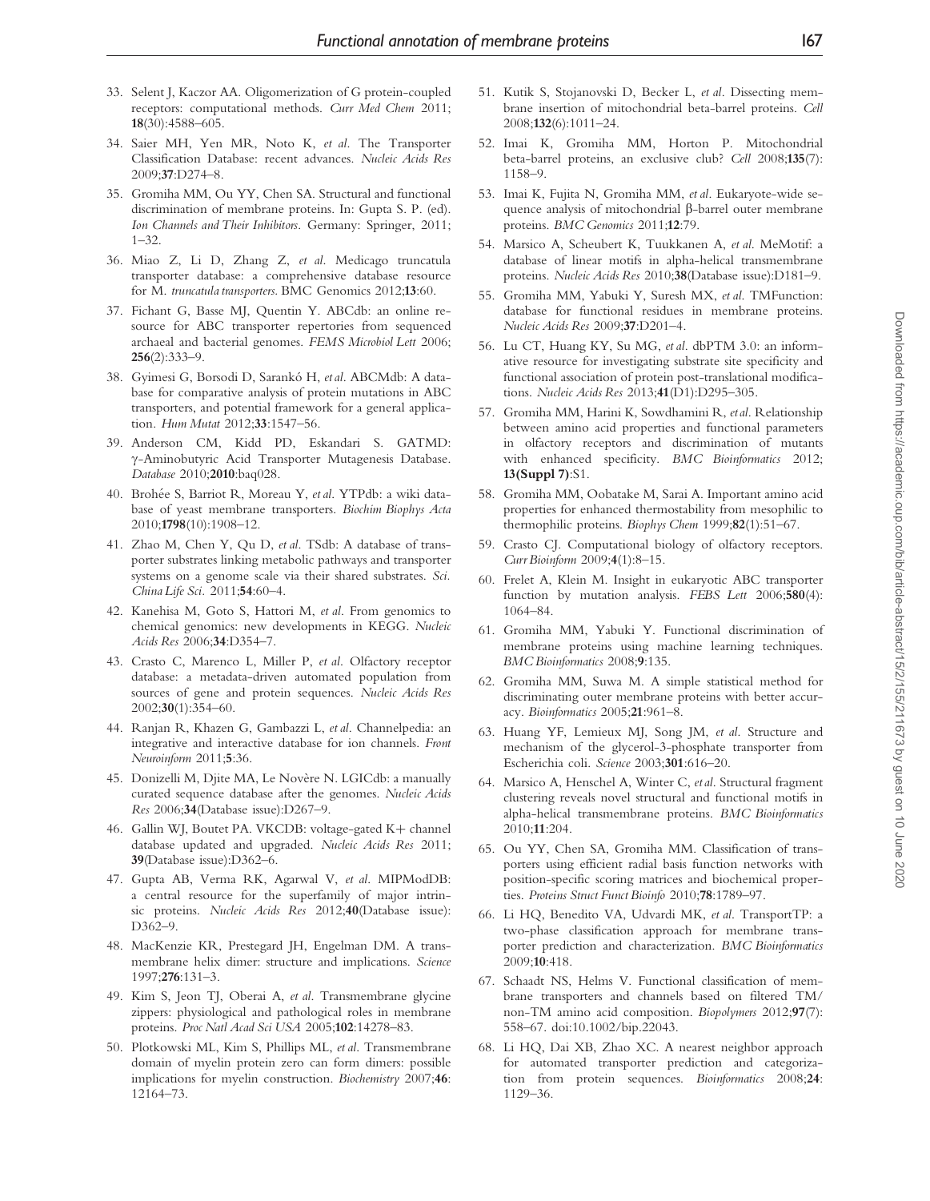33. Selent J, Kaczor AA. Oligomerization of G protein-coupled receptors: computational methods. *Curr Med Chem* 2011; **18**(30):4588–605.
34. Saier MH, Yen MR, Noto K, *et al*. The Transporter Classification Database: recent advances. *Nucleic Acids Res* 2009;**37**:D274–8.
35. Gromiha MM, Ou YY, Chen SA. Structural and functional discrimination of membrane proteins. In: Gupta S. P. (ed). *Ion Channels and Their Inhibitors*. Germany: Springer, 2011; 1–32.
36. Miao Z, Li D, Zhang Z, *et al*. Medicago truncatula transporter database: a comprehensive database resource for M. *truncatula transporters*. BMC Genomics 2012;**13**:60.
37. Fichant G, Basse MJ, Quentin Y. ABCdb: an online resource for ABC transporter repertories from sequenced archaeal and bacterial genomes. *FEMS Microbiol Lett* 2006; **256**(2):333–9.
38. Gyimesi G, Borsodi D, Sarankó H, *et al*. ABCMdb: A database for comparative analysis of protein mutations in ABC transporters, and potential framework for a general application. *Hum Mutat* 2012;**33**:1547–56.
39. Anderson CM, Kidd PD, Eskandari S. GATMD: γ-Aminobutyric Acid Transporter Mutagenesis Database. *Database* 2010;**2010**:baq028.
40. Brohée S, Barriot R, Moreau Y, *et al*. YTPdb: a wiki database of yeast membrane transporters. *Biochim Biophys Acta* 2010;**1798**(10):1908–12.
41. Zhao M, Chen Y, Qu D, *et al*. TSdb: A database of transporter substrates linking metabolic pathways and transporter systems on a genome scale via their shared substrates. *Sci. China Life Sci*. 2011;**54**:60–4.
42. Kanehisa M, Goto S, Hattori M, *et al*. From genomics to chemical genomics: new developments in KEGG. *Nucleic Acids Res* 2006;**34**:D354–7.
43. Crasto C, Marenco L, Miller P, *et al*. Olfactory receptor database: a metadata-driven automated population from sources of gene and protein sequences. *Nucleic Acids Res* 2002;**30**(1):354–60.
44. Ranjan R, Khazen G, Gambazzi L, *et al*. Channelpedia: an integrative and interactive database for ion channels. *Front Neuroinform* 2011;**5**:36.
45. Donizelli M, Djite MA, Le Novère N. LGICdb: a manually curated sequence database after the genomes. *Nucleic Acids Res* 2006;**34**(Database issue):D267–9.
46. Gallin WJ, Boutet PA. VKCDB: voltage-gated K+ channel database updated and upgraded. *Nucleic Acids Res* 2011; **39**(Database issue):D362–6.
47. Gupta AB, Verma RK, Agarwal V, *et al*. MIPModDB: a central resource for the superfamily of major intrinsic proteins. *Nucleic Acids Res* 2012;**40**(Database issue): D362–9.
48. MacKenzie KR, Prestegard JH, Engelman DM. A transmembrane helix dimer: structure and implications. *Science* 1997;**276**:131–3.
49. Kim S, Jeon TJ, Oberai A, *et al*. Transmembrane glycine zippers: physiological and pathological roles in membrane proteins. *Proc Natl Acad Sci USA* 2005;**102**:14278–83.
50. Plotkowski ML, Kim S, Phillips ML, *et al*. Transmembrane domain of myelin protein zero can form dimers: possible implications for myelin construction. *Biochemistry* 2007;**46**: 12164–73.
51. Kutik S, Stojanovski D, Becker L, *et al*. Dissecting membrane insertion of mitochondrial beta-barrel proteins. *Cell* 2008;**132**(6):1011–24.
52. Imai K, Gromiha MM, Horton P. Mitochondrial beta-barrel proteins, an exclusive club? *Cell* 2008;**135**(7): 1158–9.
53. Imai K, Fujita N, Gromiha MM, *et al*. Eukaryote-wide sequence analysis of mitochondrial β-barrel outer membrane proteins. *BMC Genomics* 2011;**12**:79.
54. Marsico A, Scheubert K, Tuukkanen A, *et al*. MeMotif: a database of linear motifs in alpha-helical transmembrane proteins. *Nucleic Acids Res* 2010;**38**(Database issue):D181–9.
55. Gromiha MM, Yabuki Y, Suresh MX, *et al*. TMFunction: database for functional residues in membrane proteins. *Nucleic Acids Res* 2009;**37**:D201–4.
56. Lu CT, Huang KY, Su MG, *et al*. dbPTM 3.0: an informative resource for investigating substrate site specificity and functional association of protein post-translational modifications. *Nucleic Acids Res* 2013;**41**(D1):D295–305.
57. Gromiha MM, Harini K, Sowdhamini R, *et al*. Relationship between amino acid properties and functional parameters in olfactory receptors and discrimination of mutants with enhanced specificity. *BMC Bioinformatics* 2012; **13(Suppl 7)**:S1.
58. Gromiha MM, Oobatake M, Sarai A. Important amino acid properties for enhanced thermostability from mesophilic to thermophilic proteins. *Biophys Chem* 1999;**82**(1):51–67.
59. Crasto CJ. Computational biology of olfactory receptors. *Curr Bioinform* 2009;**4**(1):8–15.
60. Frelet A, Klein M. Insight in eukaryotic ABC transporter function by mutation analysis. *FEBS Lett* 2006;**580**(4): 1064–84.
61. Gromiha MM, Yabuki Y. Functional discrimination of membrane proteins using machine learning techniques. *BMC Bioinformatics* 2008;**9**:135.
62. Gromiha MM, Suwa M. A simple statistical method for discriminating outer membrane proteins with better accuracy. *Bioinformatics* 2005;**21**:961–8.
63. Huang YF, Lemieux MJ, Song JM, *et al*. Structure and mechanism of the glycerol-3-phosphate transporter from Escherichia coli. *Science* 2003;**301**:616–20.
64. Marsico A, Henschel A, Winter C, *et al*. Structural fragment clustering reveals novel structural and functional motifs in alpha-helical transmembrane proteins. *BMC Bioinformatics* 2010;**11**:204.
65. Ou YY, Chen SA, Gromiha MM. Classification of transporters using efficient radial basis function networks with position-specific scoring matrices and biochemical properties. *Proteins Struct Funct Bioinfo* 2010;**78**:1789–97.
66. Li HQ, Benedito VA, Udvardi MK, *et al*. TransportTP: a two-phase classification approach for membrane transporter prediction and characterization. *BMC Bioinformatics* 2009;**10**:418.
67. Schaadt NS, Helms V. Functional classification of membrane transporters and channels based on filtered TM/ non-TM amino acid composition. *Biopolymers* 2012;**97**(7): 558–67. doi:10.1002/bip.22043.
68. Li HQ, Dai XB, Zhao XC. A nearest neighbor approach for automated transporter prediction and categorization from protein sequences. *Bioinformatics* 2008;**24**: 1129–36.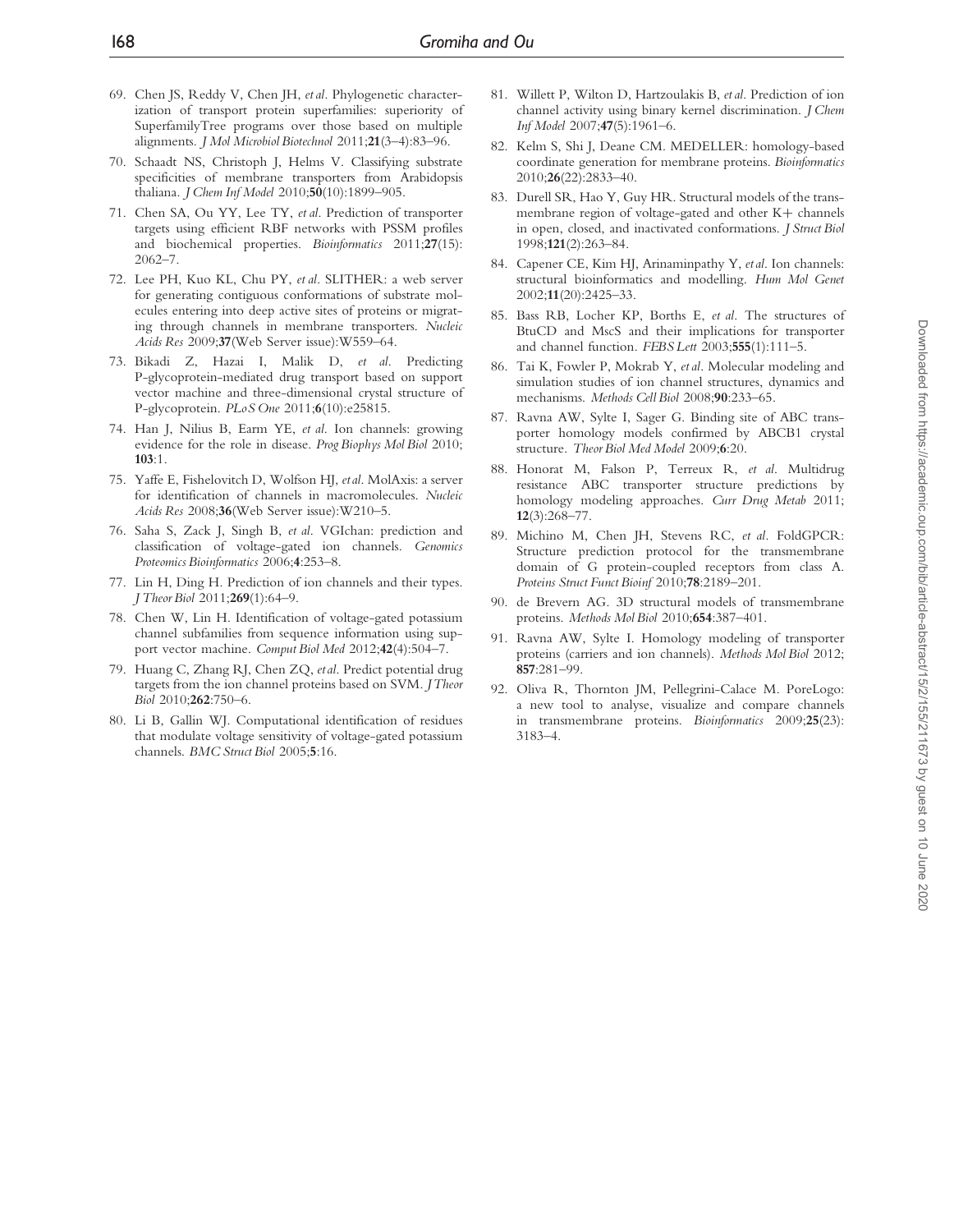69. Chen JS, Reddy V, Chen JH, *et al*. Phylogenetic characterization of transport protein superfamilies: superiority of SuperfamilyTree programs over those based on multiple alignments. *J Mol Microbiol Biotechnol* 2011;**21**(3–4):83–96.
70. Schaadt NS, Christoph J, Helms V. Classifying substrate specificities of membrane transporters from Arabidopsis thaliana. *J Chem Inf Model* 2010;**50**(10):1899–905.
71. Chen SA, Ou YY, Lee TY, *et al*. Prediction of transporter targets using efficient RBF networks with PSSM profiles and biochemical properties. *Bioinformatics* 2011;**27**(15):2062–7.
72. Lee PH, Kuo KL, Chu PY, *et al*. SLITHER: a web server for generating contiguous conformations of substrate molecules entering into deep active sites of proteins or migrating through channels in membrane transporters. *Nucleic Acids Res* 2009;**37**(Web Server issue):W559–64.
73. Bikadi Z, Hazai I, Malik D, *et al*. Predicting P-glycoprotein-mediated drug transport based on support vector machine and three-dimensional crystal structure of P-glycoprotein. *PLoS One* 2011;**6**(10):e25815.
74. Han J, Nilius B, Earm YE, *et al*. Ion channels: growing evidence for the role in disease. *Prog Biophys Mol Biol* 2010;**103**:1.
75. Yaffe E, Fishelovitch D, Wolfson HJ, *et al*. MolAxis: a server for identification of channels in macromolecules. *Nucleic Acids Res* 2008;**36**(Web Server issue):W210–5.
76. Saha S, Zack J, Singh B, *et al*. VGIchan: prediction and classification of voltage-gated ion channels. *Genomics Proteomics Bioinformatics* 2006;**4**:253–8.
77. Lin H, Ding H. Prediction of ion channels and their types. *J Theor Biol* 2011;**269**(1):64–9.
78. Chen W, Lin H. Identification of voltage-gated potassium channel subfamilies from sequence information using support vector machine. *Comput Biol Med* 2012;**42**(4):504–7.
79. Huang C, Zhang RJ, Chen ZQ, *et al*. Predict potential drug targets from the ion channel proteins based on SVM. *J Theor Biol* 2010;**262**:750–6.
80. Li B, Gallin WJ. Computational identification of residues that modulate voltage sensitivity of voltage-gated potassium channels. *BMC Struct Biol* 2005;**5**:16.
81. Willett P, Wilton D, Hartzoulakis B, *et al*. Prediction of ion channel activity using binary kernel discrimination. *J Chem Inf Model* 2007;**47**(5):1961–6.
82. Kelm S, Shi J, Deane CM. MEDELLER: homology-based coordinate generation for membrane proteins. *Bioinformatics* 2010;**26**(22):2833–40.
83. Durell SR, Hao Y, Guy HR. Structural models of the transmembrane region of voltage-gated and other K+ channels in open, closed, and inactivated conformations. *J Struct Biol* 1998;**121**(2):263–84.
84. Capener CE, Kim HJ, Arinaminpathy Y, *et al*. Ion channels: structural bioinformatics and modelling. *Hum Mol Genet* 2002;**11**(20):2425–33.
85. Bass RB, Locher KP, Borths E, *et al*. The structures of BtuCD and MscS and their implications for transporter and channel function. *FEBS Lett* 2003;**555**(1):111–5.
86. Tai K, Fowler P, Mokrab Y, *et al*. Molecular modeling and simulation studies of ion channel structures, dynamics and mechanisms. *Methods Cell Biol* 2008;**90**:233–65.
87. Ravna AW, Sylte I, Sager G. Binding site of ABC transporter homology models confirmed by ABCB1 crystal structure. *Theor Biol Med Model* 2009;**6**:20.
88. Honorat M, Falson P, Terreux R, *et al*. Multidrug resistance ABC transporter structure predictions by homology modeling approaches. *Curr Drug Metab* 2011;**12**(3):268–77.
89. Michino M, Chen JH, Stevens RC, *et al*. FoldGPCR: Structure prediction protocol for the transmembrane domain of G protein-coupled receptors from class A. *Proteins Struct Funct Bioinf* 2010;**78**:2189–201.
90. de Brevern AG. 3D structural models of transmembrane proteins. *Methods Mol Biol* 2010;**654**:387–401.
91. Ravna AW, Sylte I. Homology modeling of transporter proteins (carriers and ion channels). *Methods Mol Biol* 2012;**857**:281–99.
92. Oliva R, Thornton JM, Pellegrini-Calace M. PoreLogo: a new tool to analyse, visualize and compare channels in transmembrane proteins. *Bioinformatics* 2009;**25**(23):3183–4.